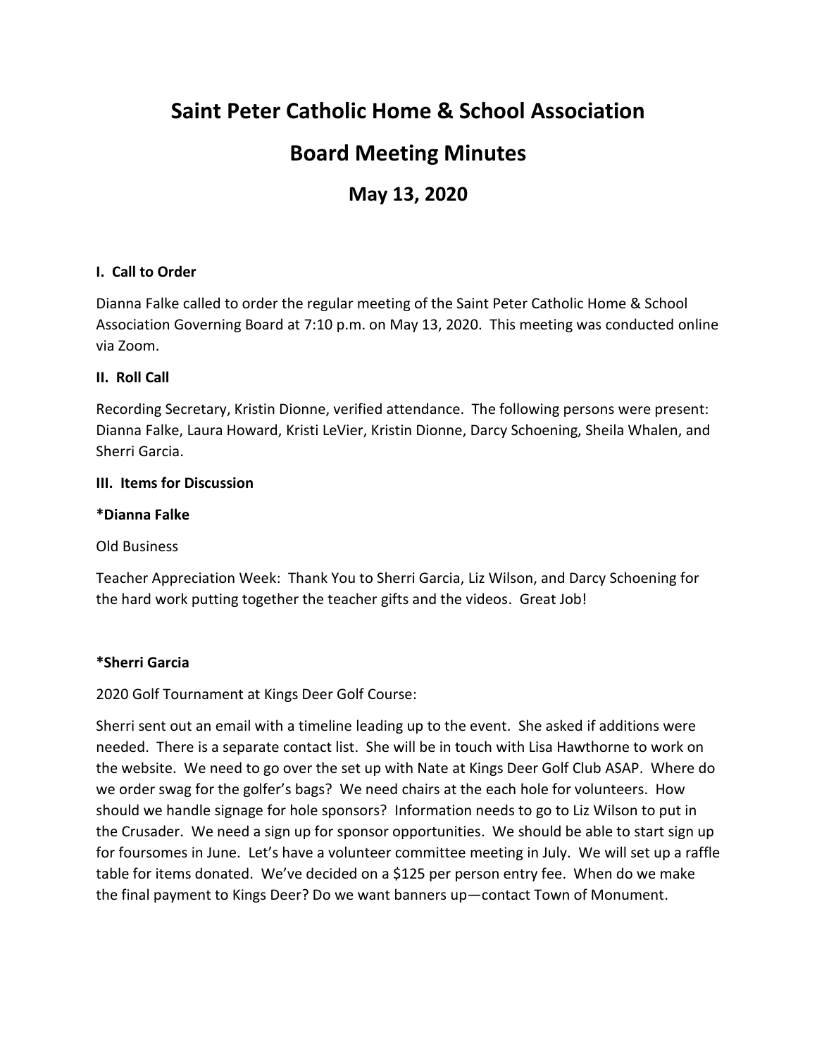# Saint Peter Catholic Home & School Association

# Board Meeting Minutes

## May 13, 2020

**I. Call to Order**

Dianna Falke called to order the regular meeting of the Saint Peter Catholic Home & School Association Governing Board at 7:10 p.m. on May 13, 2020. This meeting was conducted online via Zoom.

**II. Roll Call**

Recording Secretary, Kristin Dionne, verified attendance. The following persons were present: Dianna Falke, Laura Howard, Kristi LeVier, Kristin Dionne, Darcy Schoening, Sheila Whalen, and Sherri Garcia.

**III. Items for Discussion**

**\*Dianna Falke**

Old Business

Teacher Appreciation Week: Thank You to Sherri Garcia, Liz Wilson, and Darcy Schoening for the hard work putting together the teacher gifts and the videos. Great Job!

**\*Sherri Garcia**

2020 Golf Tournament at Kings Deer Golf Course:

Sherri sent out an email with a timeline leading up to the event. She asked if additions were needed. There is a separate contact list. She will be in touch with Lisa Hawthorne to work on the website. We need to go over the set up with Nate at Kings Deer Golf Club ASAP. Where do we order swag for the golfer's bags? We need chairs at the each hole for volunteers. How should we handle signage for hole sponsors? Information needs to go to Liz Wilson to put in the Crusader. We need a sign up for sponsor opportunities. We should be able to start sign up for foursomes in June. Let's have a volunteer committee meeting in July. We will set up a raffle table for items donated. We've decided on a $125 per person entry fee. When do we make the final payment to Kings Deer? Do we want banners up—contact Town of Monument.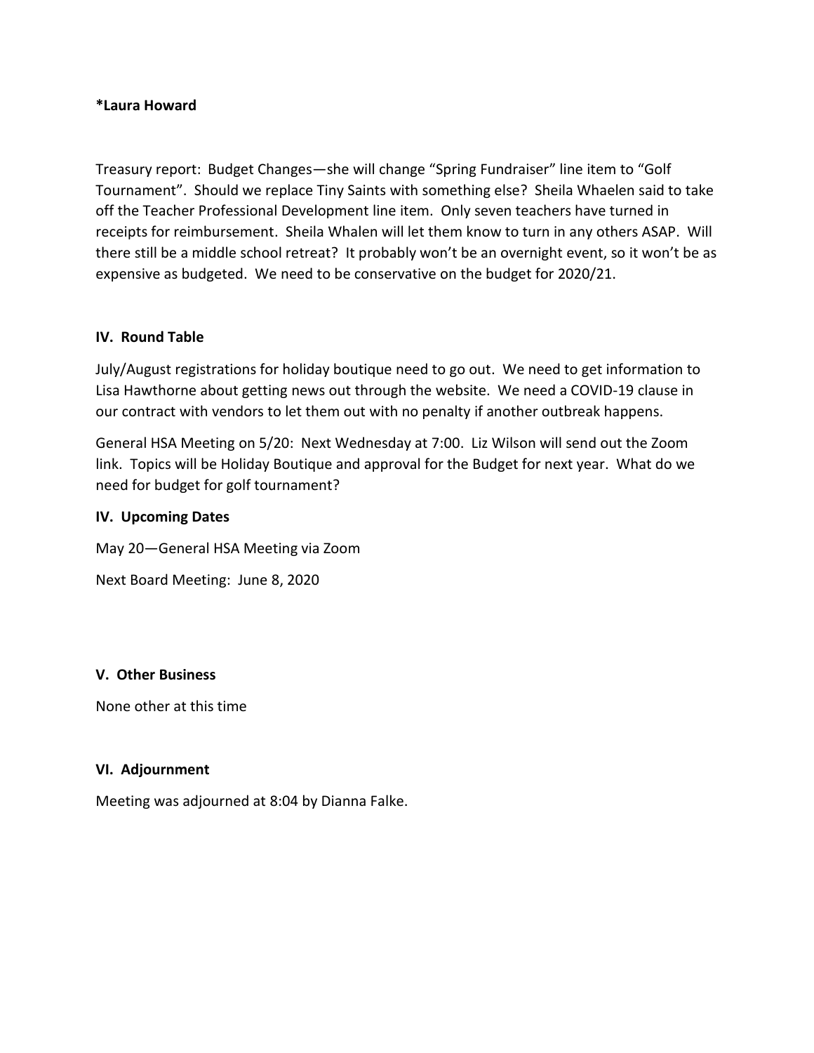**\*Laura Howard**

Treasury report: Budget Changes—she will change "Spring Fundraiser" line item to "Golf Tournament". Should we replace Tiny Saints with something else? Sheila Whaelen said to take off the Teacher Professional Development line item. Only seven teachers have turned in receipts for reimbursement. Sheila Whalen will let them know to turn in any others ASAP. Will there still be a middle school retreat? It probably won't be an overnight event, so it won't be as expensive as budgeted. We need to be conservative on the budget for 2020/21.

**IV. Round Table**

July/August registrations for holiday boutique need to go out. We need to get information to Lisa Hawthorne about getting news out through the website. We need a COVID-19 clause in our contract with vendors to let them out with no penalty if another outbreak happens.

General HSA Meeting on 5/20: Next Wednesday at 7:00. Liz Wilson will send out the Zoom link. Topics will be Holiday Boutique and approval for the Budget for next year. What do we need for budget for golf tournament?

**IV. Upcoming Dates**

May 20—General HSA Meeting via Zoom

Next Board Meeting: June 8, 2020

**V. Other Business**

None other at this time

**VI. Adjournment**

Meeting was adjourned at 8:04 by Dianna Falke.